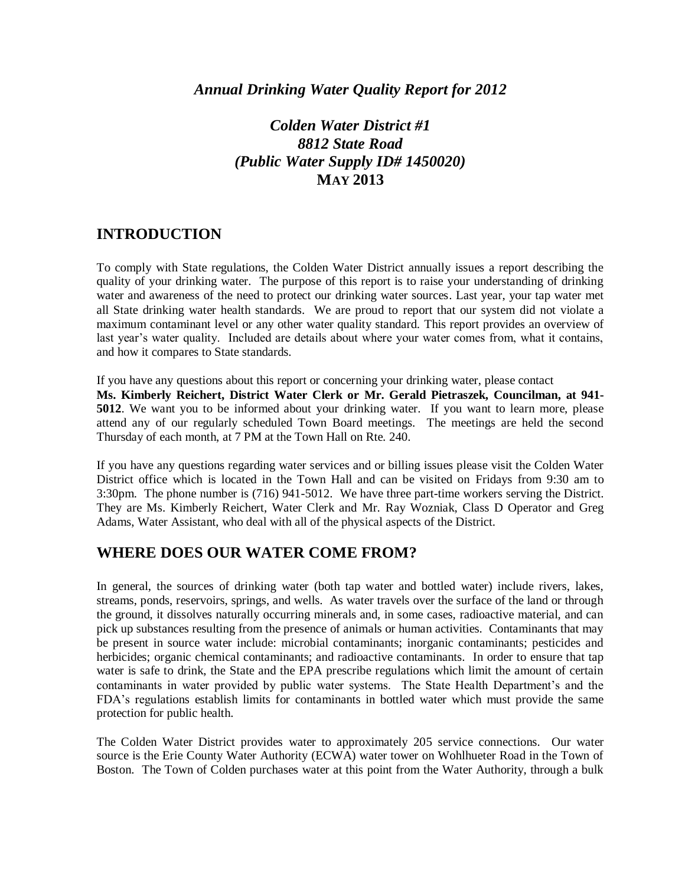*Annual Drinking Water Quality Report for 2012*

*Colden Water District #1*
*8812 State Road*
*(Public Water Supply ID# 1450020)*
**MAY 2013**

## INTRODUCTION

To comply with State regulations, the Colden Water District annually issues a report describing the quality of your drinking water. The purpose of this report is to raise your understanding of drinking water and awareness of the need to protect our drinking water sources. Last year, your tap water met all State drinking water health standards. We are proud to report that our system did not violate a maximum contaminant level or any other water quality standard. This report provides an overview of last year's water quality. Included are details about where your water comes from, what it contains, and how it compares to State standards.

If you have any questions about this report or concerning your drinking water, please contact **Ms. Kimberly Reichert, District Water Clerk or Mr. Gerald Pietraszek, Councilman, at 941-5012**. We want you to be informed about your drinking water. If you want to learn more, please attend any of our regularly scheduled Town Board meetings. The meetings are held the second Thursday of each month, at 7 PM at the Town Hall on Rte. 240.

If you have any questions regarding water services and or billing issues please visit the Colden Water District office which is located in the Town Hall and can be visited on Fridays from 9:30 am to 3:30pm. The phone number is (716) 941-5012. We have three part-time workers serving the District. They are Ms. Kimberly Reichert, Water Clerk and Mr. Ray Wozniak, Class D Operator and Greg Adams, Water Assistant, who deal with all of the physical aspects of the District.

## WHERE DOES OUR WATER COME FROM?

In general, the sources of drinking water (both tap water and bottled water) include rivers, lakes, streams, ponds, reservoirs, springs, and wells. As water travels over the surface of the land or through the ground, it dissolves naturally occurring minerals and, in some cases, radioactive material, and can pick up substances resulting from the presence of animals or human activities. Contaminants that may be present in source water include: microbial contaminants; inorganic contaminants; pesticides and herbicides; organic chemical contaminants; and radioactive contaminants. In order to ensure that tap water is safe to drink, the State and the EPA prescribe regulations which limit the amount of certain contaminants in water provided by public water systems. The State Health Department's and the FDA's regulations establish limits for contaminants in bottled water which must provide the same protection for public health.

The Colden Water District provides water to approximately 205 service connections. Our water source is the Erie County Water Authority (ECWA) water tower on Wohlhueter Road in the Town of Boston. The Town of Colden purchases water at this point from the Water Authority, through a bulk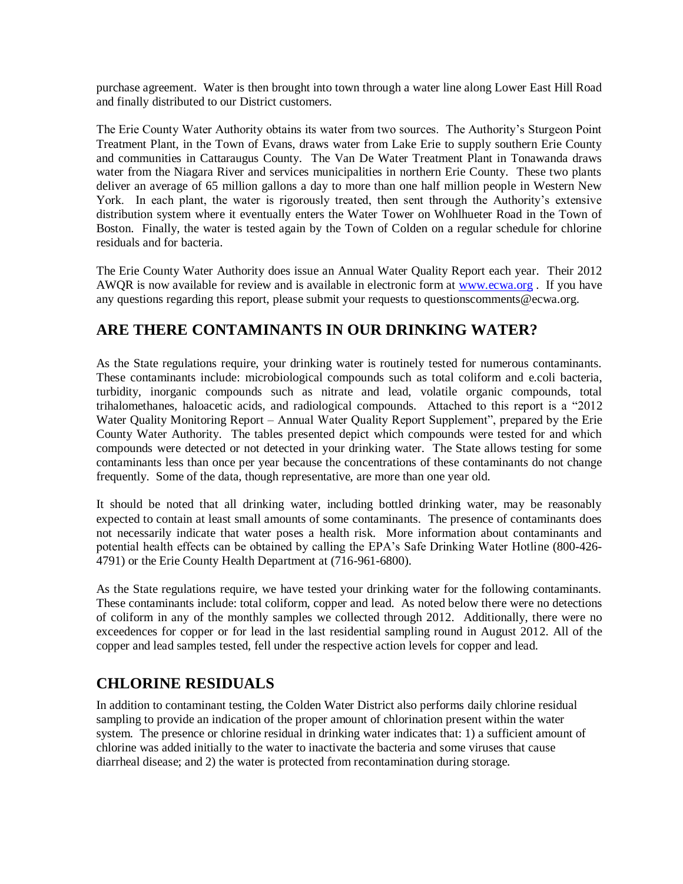purchase agreement. Water is then brought into town through a water line along Lower East Hill Road and finally distributed to our District customers.

The Erie County Water Authority obtains its water from two sources. The Authority's Sturgeon Point Treatment Plant, in the Town of Evans, draws water from Lake Erie to supply southern Erie County and communities in Cattaraugus County. The Van De Water Treatment Plant in Tonawanda draws water from the Niagara River and services municipalities in northern Erie County. These two plants deliver an average of 65 million gallons a day to more than one half million people in Western New York. In each plant, the water is rigorously treated, then sent through the Authority's extensive distribution system where it eventually enters the Water Tower on Wohlhueter Road in the Town of Boston. Finally, the water is tested again by the Town of Colden on a regular schedule for chlorine residuals and for bacteria.

The Erie County Water Authority does issue an Annual Water Quality Report each year. Their 2012 AWQR is now available for review and is available in electronic form at [www.ecwa.org](http://www.ecwa.org) . If you have any questions regarding this report, please submit your requests to questionscomments@ecwa.org.

## ARE THERE CONTAMINANTS IN OUR DRINKING WATER?

As the State regulations require, your drinking water is routinely tested for numerous contaminants. These contaminants include: microbiological compounds such as total coliform and e.coli bacteria, turbidity, inorganic compounds such as nitrate and lead, volatile organic compounds, total trihalomethanes, haloacetic acids, and radiological compounds. Attached to this report is a "2012 Water Quality Monitoring Report – Annual Water Quality Report Supplement", prepared by the Erie County Water Authority. The tables presented depict which compounds were tested for and which compounds were detected or not detected in your drinking water. The State allows testing for some contaminants less than once per year because the concentrations of these contaminants do not change frequently. Some of the data, though representative, are more than one year old.

It should be noted that all drinking water, including bottled drinking water, may be reasonably expected to contain at least small amounts of some contaminants. The presence of contaminants does not necessarily indicate that water poses a health risk. More information about contaminants and potential health effects can be obtained by calling the EPA's Safe Drinking Water Hotline (800-426-4791) or the Erie County Health Department at (716-961-6800).

As the State regulations require, we have tested your drinking water for the following contaminants. These contaminants include: total coliform, copper and lead. As noted below there were no detections of coliform in any of the monthly samples we collected through 2012. Additionally, there were no exceedences for copper or for lead in the last residential sampling round in August 2012. All of the copper and lead samples tested, fell under the respective action levels for copper and lead.

## CHLORINE RESIDUALS

In addition to contaminant testing, the Colden Water District also performs daily chlorine residual sampling to provide an indication of the proper amount of chlorination present within the water system. The presence or chlorine residual in drinking water indicates that: 1) a sufficient amount of chlorine was added initially to the water to inactivate the bacteria and some viruses that cause diarrheal disease; and 2) the water is protected from recontamination during storage.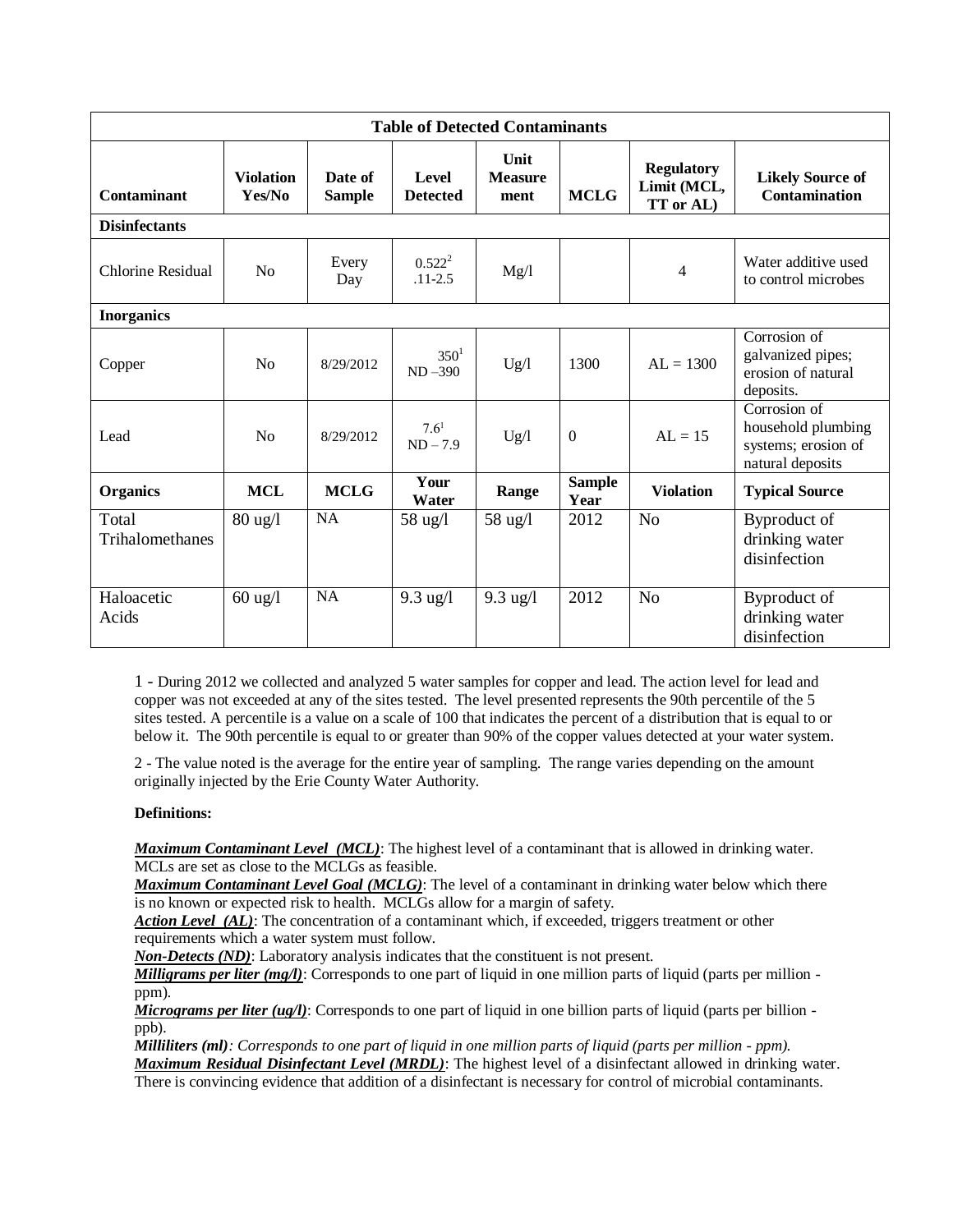| Table of Detected Contaminants | | | | | | | |
|---|---|---|---|---|---|---|---|
| **Contaminant** | **Violation Yes/No** | **Date of Sample** | **Level Detected** | **Unit Measure ment** | **MCLG** | **Regulatory Limit (MCL, TT or AL)** | **Likely Source of Contamination** |
| **Disinfectants** | | | | | | | |
| Chlorine Residual | No | Every Day | 0.522[2] .11-2.5 | Mg/l | | 4 | Water additive used to control microbes |
| **Inorganics** | | | | | | | |
| Copper | No | 8/29/2012 | 350[1] ND –390 | Ug/l | 1300 | AL = 1300 | Corrosion of galvanized pipes; erosion of natural deposits. |
| Lead | No | 8/29/2012 | 7.6[1] ND – 7.9 | Ug/l | 0 | AL = 15 | Corrosion of household plumbing systems; erosion of natural deposits |
| **Organics** | **MCL** | **MCLG** | **Your Water** | **Range** | **Sample Year** | **Violation** | **Typical Source** |
| Total Trihalomethanes | 80 ug/l | NA | 58 ug/l | 58 ug/l | 2012 | No | Byproduct of drinking water disinfection |
| Haloacetic Acids | 60 ug/l | NA | 9.3 ug/l | 9.3 ug/l | 2012 | No | Byproduct of drinking water disinfection |

1 - During 2012 we collected and analyzed 5 water samples for copper and lead. The action level for lead and copper was not exceeded at any of the sites tested. The level presented represents the 90th percentile of the 5 sites tested. A percentile is a value on a scale of 100 that indicates the percent of a distribution that is equal to or below it. The 90th percentile is equal to or greater than 90% of the copper values detected at your water system.

2 - The value noted is the average for the entire year of sampling. The range varies depending on the amount originally injected by the Erie County Water Authority.

**Definitions:**

***Maximum Contaminant Level (MCL)***: The highest level of a contaminant that is allowed in drinking water. MCLs are set as close to the MCLGs as feasible.
***Maximum Contaminant Level Goal (MCLG)***: The level of a contaminant in drinking water below which there is no known or expected risk to health. MCLGs allow for a margin of safety.
***Action Level (AL)***: The concentration of a contaminant which, if exceeded, triggers treatment or other requirements which a water system must follow.
***Non-Detects (ND)***: Laboratory analysis indicates that the constituent is not present.
***Milligrams per liter (mg/l)***: Corresponds to one part of liquid in one million parts of liquid (parts per million - ppm).
***Micrograms per liter (ug/l)***: Corresponds to one part of liquid in one billion parts of liquid (parts per billion - ppb).
***Milliliters (ml)****: Corresponds to one part of liquid in one million parts of liquid (parts per million - ppm).*
***Maximum Residual Disinfectant Level (MRDL)***: The highest level of a disinfectant allowed in drinking water. There is convincing evidence that addition of a disinfectant is necessary for control of microbial contaminants.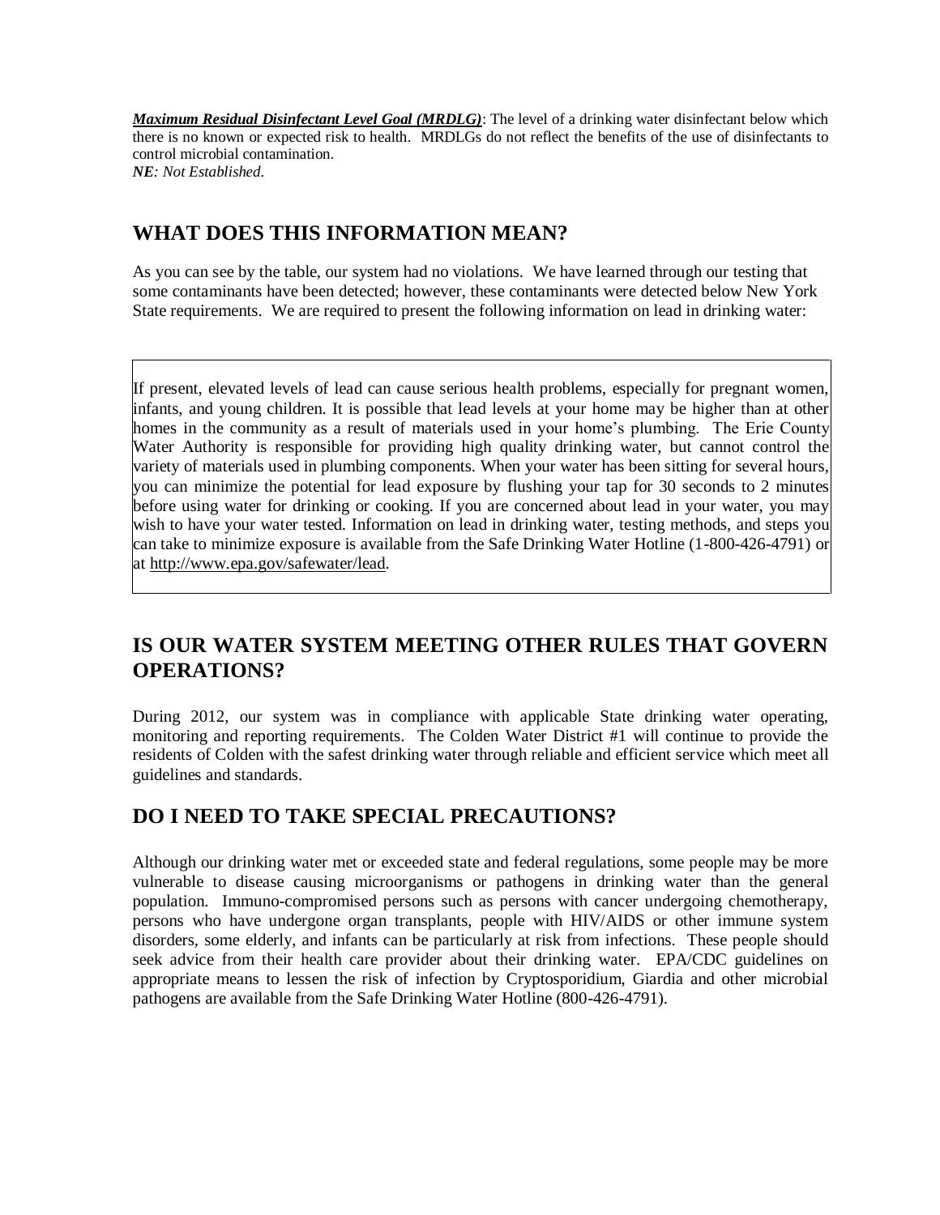***Maximum Residual Disinfectant Level Goal (MRDLG)***: The level of a drinking water disinfectant below which there is no known or expected risk to health. MRDLGs do not reflect the benefits of the use of disinfectants to control microbial contamination.
***NE**: Not Established.*

## WHAT DOES THIS INFORMATION MEAN?

As you can see by the table, our system had no violations. We have learned through our testing that some contaminants have been detected; however, these contaminants were detected below New York State requirements. We are required to present the following information on lead in drinking water:

> If present, elevated levels of lead can cause serious health problems, especially for pregnant women, infants, and young children. It is possible that lead levels at your home may be higher than at other homes in the community as a result of materials used in your home's plumbing. The Erie County Water Authority is responsible for providing high quality drinking water, but cannot control the variety of materials used in plumbing components. When your water has been sitting for several hours, you can minimize the potential for lead exposure by flushing your tap for 30 seconds to 2 minutes before using water for drinking or cooking. If you are concerned about lead in your water, you may wish to have your water tested. Information on lead in drinking water, testing methods, and steps you can take to minimize exposure is available from the Safe Drinking Water Hotline (1-800-426-4791) or at http://www.epa.gov/safewater/lead.

## IS OUR WATER SYSTEM MEETING OTHER RULES THAT GOVERN OPERATIONS?

During 2012, our system was in compliance with applicable State drinking water operating, monitoring and reporting requirements. The Colden Water District #1 will continue to provide the residents of Colden with the safest drinking water through reliable and efficient service which meet all guidelines and standards.

## DO I NEED TO TAKE SPECIAL PRECAUTIONS?

Although our drinking water met or exceeded state and federal regulations, some people may be more vulnerable to disease causing microorganisms or pathogens in drinking water than the general population. Immuno-compromised persons such as persons with cancer undergoing chemotherapy, persons who have undergone organ transplants, people with HIV/AIDS or other immune system disorders, some elderly, and infants can be particularly at risk from infections. These people should seek advice from their health care provider about their drinking water. EPA/CDC guidelines on appropriate means to lessen the risk of infection by Cryptosporidium, Giardia and other microbial pathogens are available from the Safe Drinking Water Hotline (800-426-4791).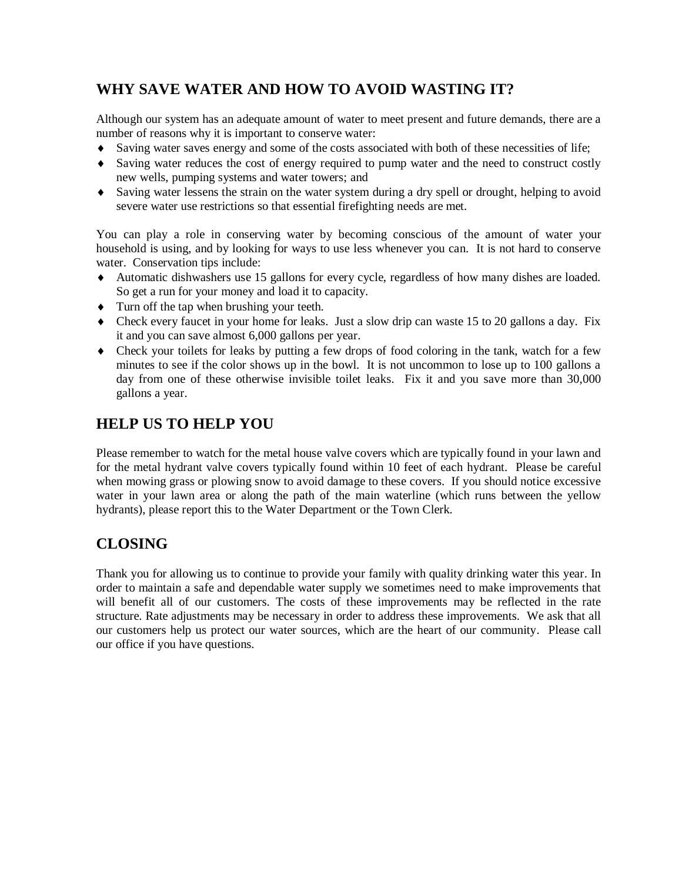## WHY SAVE WATER AND HOW TO AVOID WASTING IT?

Although our system has an adequate amount of water to meet present and future demands, there are a number of reasons why it is important to conserve water:

- Saving water saves energy and some of the costs associated with both of these necessities of life;
- Saving water reduces the cost of energy required to pump water and the need to construct costly new wells, pumping systems and water towers; and
- Saving water lessens the strain on the water system during a dry spell or drought, helping to avoid severe water use restrictions so that essential firefighting needs are met.

You can play a role in conserving water by becoming conscious of the amount of water your household is using, and by looking for ways to use less whenever you can. It is not hard to conserve water. Conservation tips include:

- Automatic dishwashers use 15 gallons for every cycle, regardless of how many dishes are loaded. So get a run for your money and load it to capacity.
- Turn off the tap when brushing your teeth.
- Check every faucet in your home for leaks. Just a slow drip can waste 15 to 20 gallons a day. Fix it and you can save almost 6,000 gallons per year.
- Check your toilets for leaks by putting a few drops of food coloring in the tank, watch for a few minutes to see if the color shows up in the bowl. It is not uncommon to lose up to 100 gallons a day from one of these otherwise invisible toilet leaks. Fix it and you save more than 30,000 gallons a year.

## HELP US TO HELP YOU

Please remember to watch for the metal house valve covers which are typically found in your lawn and for the metal hydrant valve covers typically found within 10 feet of each hydrant. Please be careful when mowing grass or plowing snow to avoid damage to these covers. If you should notice excessive water in your lawn area or along the path of the main waterline (which runs between the yellow hydrants), please report this to the Water Department or the Town Clerk.

## CLOSING

Thank you for allowing us to continue to provide your family with quality drinking water this year. In order to maintain a safe and dependable water supply we sometimes need to make improvements that will benefit all of our customers. The costs of these improvements may be reflected in the rate structure. Rate adjustments may be necessary in order to address these improvements. We ask that all our customers help us protect our water sources, which are the heart of our community. Please call our office if you have questions.